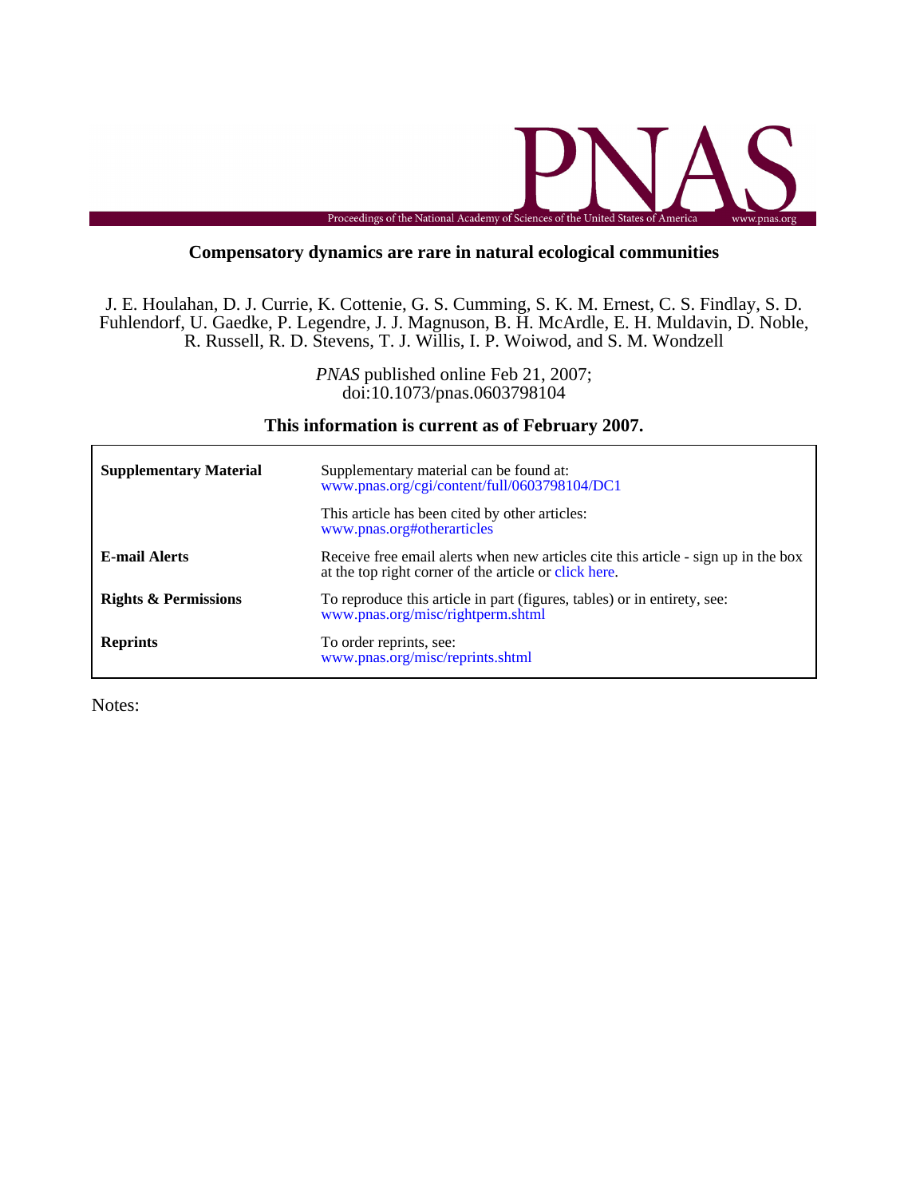# Compensatory dynamics are rare in natural ecological communities

J. E. Houlahan, D. J. Currie, K. Cottenie, G. S. Cumming, S. K. M. Ernest, C. S. Findlay, S. D. Fuhlendorf, U. Gaedke, P. Legendre, J. J. Magnuson, B. H. McArdle, E. H. Muldavin, D. Noble, R. Russell, R. D. Stevens, T. J. Willis, I. P. Woiwod, and S. M. Wondzell

*PNAS* published online Feb 21, 2007;
doi:10.1073/pnas.0603798104

## This information is current as of February 2007.

| | |
|---|---|
| **Supplementary Material** | Supplementary material can be found at: www.pnas.org/cgi/content/full/0603798104/DC1 |
| | This article has been cited by other articles: www.pnas.org#otherarticles |
| **E-mail Alerts** | Receive free email alerts when new articles cite this article - sign up in the box at the top right corner of the article or click here. |
| **Rights & Permissions** | To reproduce this article in part (figures, tables) or in entirety, see: www.pnas.org/misc/rightperm.shtml |
| **Reprints** | To order reprints, see: www.pnas.org/misc/reprints.shtml |

Notes: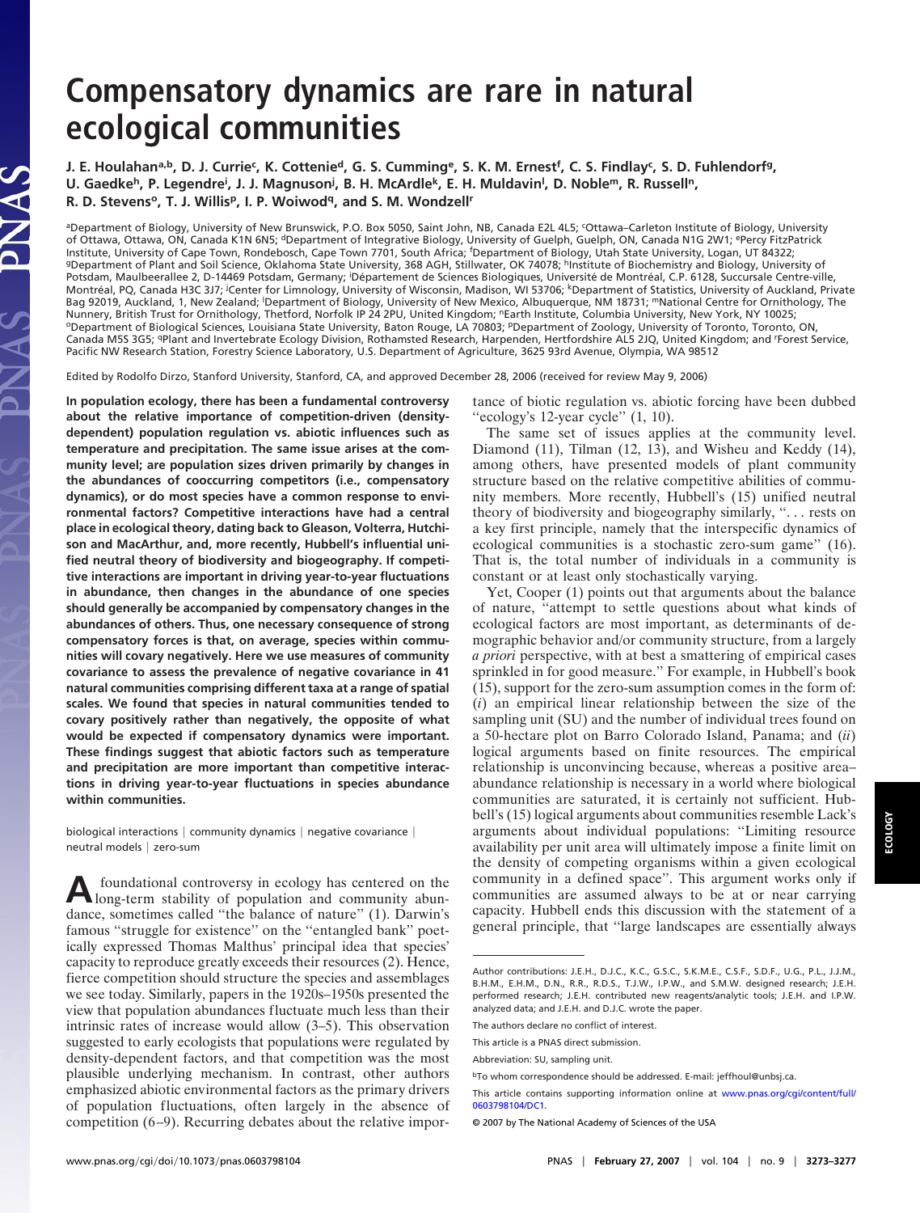# Compensatory dynamics are rare in natural ecological communities

**J. E. Houlahan[a,b], D. J. Currie[c], K. Cottenie[d], G. S. Cumming[e], S. K. M. Ernest[f], C. S. Findlay[c], S. D. Fuhlendorf[g], U. Gaedke[h], P. Legendre[i], J. J. Magnuson[j], B. H. McArdle[k], E. H. Muldavin[l], D. Noble[m], R. Russell[n], R. D. Stevens[o], T. J. Willis[p], I. P. Woiwod[q], and S. M. Wondzell[r]**

[a]Department of Biology, University of New Brunswick, P.O. Box 5050, Saint John, NB, Canada E2L 4L5; [c]Ottawa–Carleton Institute of Biology, University of Ottawa, Ottawa, ON, Canada K1N 6N5; [d]Department of Integrative Biology, University of Guelph, Guelph, ON, Canada N1G 2W1; [e]Percy FitzPatrick Institute, University of Cape Town, Rondebosch, Cape Town 7701, South Africa; [f]Department of Biology, Utah State University, Logan, UT 84322; [g]Department of Plant and Soil Science, Oklahoma State University, 368 AGH, Stillwater, OK 74078; [h]Institute of Biochemistry and Biology, University of Potsdam, Maulbeerallee 2, D-14469 Potsdam, Germany; [i]Département de Sciences Biologiques, Université de Montréal, C.P. 6128, Succursale Centre-ville, Montréal, PQ, Canada H3C 3J7; [j]Center for Limnology, University of Wisconsin, Madison, WI 53706; [k]Department of Statistics, University of Auckland, Private Bag 92019, Auckland, 1, New Zealand; [l]Department of Biology, University of New Mexico, Albuquerque, NM 18731; [m]National Centre for Ornithology, The Nunnery, British Trust for Ornithology, Thetford, Norfolk IP 24 2PU, United Kingdom; [n]Earth Institute, Columbia University, New York, NY 10025; [o]Department of Biological Sciences, Louisiana State University, Baton Rouge, LA 70803; [p]Department of Zoology, University of Toronto, Toronto, ON, Canada M5S 3G5; [q]Plant and Invertebrate Ecology Division, Rothamsted Research, Harpenden, Hertfordshire AL5 2JQ, United Kingdom; and [r]Forest Service, Pacific NW Research Station, Forestry Science Laboratory, U.S. Department of Agriculture, 3625 93rd Avenue, Olympia, WA 98512

Edited by Rodolfo Dirzo, Stanford University, Stanford, CA, and approved December 28, 2006 (received for review May 9, 2006)

**In population ecology, there has been a fundamental controversy about the relative importance of competition-driven (density-dependent) population regulation vs. abiotic influences such as temperature and precipitation. The same issue arises at the community level; are population sizes driven primarily by changes in the abundances of cooccurring competitors (i.e., compensatory dynamics), or do most species have a common response to environmental factors? Competitive interactions have had a central place in ecological theory, dating back to Gleason, Volterra, Hutchison and MacArthur, and, more recently, Hubbell's influential unified neutral theory of biodiversity and biogeography. If competitive interactions are important in driving year-to-year fluctuations in abundance, then changes in the abundance of one species should generally be accompanied by compensatory changes in the abundances of others. Thus, one necessary consequence of strong compensatory forces is that, on average, species within communities will covary negatively. Here we use measures of community covariance to assess the prevalence of negative covariance in 41 natural communities comprising different taxa at a range of spatial scales. We found that species in natural communities tended to covary positively rather than negatively, the opposite of what would be expected if compensatory dynamics were important. These findings suggest that abiotic factors such as temperature and precipitation are more important than competitive interactions in driving year-to-year fluctuations in species abundance within communities.**

biological interactions | community dynamics | negative covariance | neutral models | zero-sum

A foundational controversy in ecology has centered on the long-term stability of population and community abundance, sometimes called "the balance of nature" (1). Darwin's famous "struggle for existence" on the "entangled bank" poetically expressed Thomas Malthus' principal idea that species' capacity to reproduce greatly exceeds their resources (2). Hence, fierce competition should structure the species and assemblages we see today. Similarly, papers in the 1920s–1950s presented the view that population abundances fluctuate much less than their intrinsic rates of increase would allow (3–5). This observation suggested to early ecologists that populations were regulated by density-dependent factors, and that competition was the most plausible underlying mechanism. In contrast, other authors emphasized abiotic environmental factors as the primary drivers of population fluctuations, often largely in the absence of competition (6–9). Recurring debates about the relative importance of biotic regulation vs. abiotic forcing have been dubbed "ecology's 12-year cycle" (1, 10).

The same set of issues applies at the community level. Diamond (11), Tilman (12, 13), and Wisheu and Keddy (14), among others, have presented models of plant community structure based on the relative competitive abilities of community members. More recently, Hubbell's (15) unified neutral theory of biodiversity and biogeography similarly, ". . . rests on a key first principle, namely that the interspecific dynamics of ecological communities is a stochastic zero-sum game" (16). That is, the total number of individuals in a community is constant or at least only stochastically varying.

Yet, Cooper (1) points out that arguments about the balance of nature, "attempt to settle questions about what kinds of ecological factors are most important, as determinants of demographic behavior and/or community structure, from a largely *a priori* perspective, with at best a smattering of empirical cases sprinkled in for good measure." For example, in Hubbell's book (15), support for the zero-sum assumption comes in the form of: (*i*) an empirical linear relationship between the size of the sampling unit (SU) and the number of individual trees found on a 50-hectare plot on Barro Colorado Island, Panama; and (*ii*) logical arguments based on finite resources. The empirical relationship is unconvincing because, whereas a positive area–abundance relationship is necessary in a world where biological communities are saturated, it is certainly not sufficient. Hubbell's (15) logical arguments about communities resemble Lack's arguments about individual populations: "Limiting resource availability per unit area will ultimately impose a finite limit on the density of competing organisms within a given ecological community in a defined space." This argument works only if communities are assumed always to be at or near carrying capacity. Hubbell ends this discussion with the statement of a general principle, that "large landscapes are essentially always

Author contributions: J.E.H., D.J.C., K.C., G.S.C., S.K.M.E., C.S.F., S.D.F., U.G., P.L., J.J.M., B.H.M., E.H.M., D.N., R.R., R.D.S., T.J.W., I.P.W., and S.M.W. designed research; J.E.H. performed research; J.E.H. contributed new reagents/analytic tools; J.E.H. and I.P.W. analyzed data; and J.E.H. and D.J.C. wrote the paper.

The authors declare no conflict of interest.

This article is a PNAS direct submission.

Abbreviation: SU, sampling unit.

[b]To whom correspondence should be addressed. E-mail: jeffhoul@unbsj.ca.

This article contains supporting information online at www.pnas.org/cgi/content/full/0603798104/DC1.

© 2007 by The National Academy of Sciences of the USA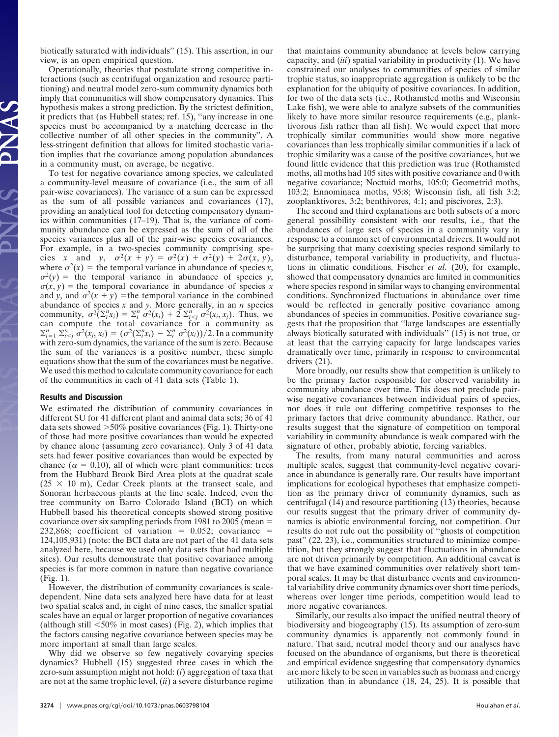biotically saturated with individuals" (15). This assertion, in our view, is an open empirical question.

Operationally, theories that postulate strong competitive interactions (such as centrifugal organization and resource partitioning) and neutral model zero-sum community dynamics both imply that communities will show compensatory dynamics. This hypothesis makes a strong prediction. By the strictest definition, it predicts that (as Hubbell states; ref. 15), "any increase in one species must be accompanied by a matching decrease in the collective number of all other species in the community". A less-stringent definition that allows for limited stochastic variation implies that the covariance among population abundances in a community must, on average, be negative.

To test for negative covariance among species, we calculated a community-level measure of covariance (i.e., the sum of all pair-wise covariances). The variance of a sum can be expressed as the sum of all possible variances and covariances (17), providing an analytical tool for detecting compensatory dynamics within communities (17–19). That is, the variance of community abundance can be expressed as the sum of all of the species variances plus all of the pair-wise species covariances. For example, in a two-species community comprising species $x$ and $y$, $\sigma^2(x + y) = \sigma^2(x) + \sigma^2(y) + 2\sigma(x, y)$, where $\sigma^2(x)$ = the temporal variance in abundance of species $x$, $\sigma^2(y)$ = the temporal variance in abundance of species $y$, $\sigma(x, y)$ = the temporal covariance in abundance of species $x$ and $y$, and $\sigma^2(x + y)$ = the temporal variance in the combined abundance of species $x$ and $y$. More generally, in an $n$ species community, $\sigma^2(\sum_i^n x_i) = \sum_i^n \sigma^2(x_i) + 2\sum_{i<j}^n \sigma^2(x_i, x_j)$. Thus, we can compute the total covariance for a community as $\sum_{i=1}^n \sum_{i<j}^n \sigma^2(x_j, x_i) = (\sigma^2(\sum_i^n x_i) - \sum_i^n \sigma^2(x_i))/2$. In a community with zero-sum dynamics, the variance of the sum is zero. Because the sum of the variances is a positive number, these simple equations show that the sum of the covariances must be negative. We used this method to calculate community covariance for each of the communities in each of 41 data sets (Table 1).

## Results and Discussion

We estimated the distribution of community covariances in different SU for 41 different plant and animal data sets; 36 of 41 data sets showed >50% positive covariances (Fig. 1). Thirty-one of those had more positive covariances than would be expected by chance alone (assuming zero covariance). Only 3 of 41 data sets had fewer positive covariances than would be expected by chance ($\alpha$ = 0.10), all of which were plant communities: trees from the Hubbard Brook Bird Area plots at the quadrat scale (25 × 10 m), Cedar Creek plants at the transect scale, and Sonoran herbaceous plants at the line scale. Indeed, even the tree community on Barro Colorado Island (BCI) on which Hubbell based his theoretical concepts showed strong positive covariance over six sampling periods from 1981 to 2005 (mean = 232,868; coefficient of variation = 0.052; covariance = 124,105,931) (note: the BCI data are not part of the 41 data sets analyzed here, because we used only data sets that had multiple sites). Our results demonstrate that positive covariance among species is far more common in nature than negative covariance (Fig. 1).

However, the distribution of community covariances is scale-dependent. Nine data sets analyzed here have data for at least two spatial scales and, in eight of nine cases, the smaller spatial scales have an equal or larger proportion of negative covariances (although still <50% in most cases) (Fig. 2), which implies that the factors causing negative covariance between species may be more important at small than large scales.

Why did we observe so few negatively covarying species dynamics? Hubbell (15) suggested three cases in which the zero-sum assumption might not hold: (*i*) aggregation of taxa that are not at the same trophic level, (*ii*) a severe disturbance regime that maintains community abundance at levels below carrying capacity, and (*iii*) spatial variability in productivity (1). We have constrained our analyses to communities of species of similar trophic status, so inappropriate aggregation is unlikely to be the explanation for the ubiquity of positive covariances. In addition, for two of the data sets (i.e., Rothamsted moths and Wisconsin Lake fish), we were able to analyze subsets of the communities likely to have more similar resource requirements (e.g., planktivorous fish rather than all fish). We would expect that more trophically similar communities would show more negative covariances than less trophically similar communities if a lack of trophic similarity was a cause of the positive covariances, but we found little evidence that this prediction was true (Rothamsted moths, all moths had 105 sites with positive covariance and 0 with negative covariance; Noctuid moths, 105:0; Geometrid moths, 103:2; Ennominaea moths, 95:8; Wisconsin fish, all fish 3:2; zooplanktivores, 3:2; benthivores, 4:1; and piscivores, 2:3).

The second and third explanations are both subsets of a more general possibility consistent with our results, i.e., that the abundances of large sets of species in a community vary in response to a common set of environmental drivers. It would not be surprising that many coexisting species respond similarly to disturbance, temporal variability in productivity, and fluctuations in climatic conditions. Fischer *et al.* (20), for example, showed that compensatory dynamics are limited in communities where species respond in similar ways to changing environmental conditions. Synchronized fluctuations in abundance over time would be reflected in generally positive covariance among abundances of species in communities. Positive covariance suggests that the proposition that "large landscapes are essentially always biotically saturated with individuals" (15) is not true, or at least that the carrying capacity for large landscapes varies dramatically over time, primarily in response to environmental drivers (21).

More broadly, our results show that competition is unlikely to be the primary factor responsible for observed variability in community abundance over time. This does not preclude pair-wise negative covariances between individual pairs of species, nor does it rule out differing competitive responses to the primary factors that drive community abundance. Rather, our results suggest that the signature of competition on temporal variability in community abundance is weak compared with the signature of other, probably abiotic, forcing variables.

The results, from many natural communities and across multiple scales, suggest that community-level negative covariance in abundance is generally rare. Our results have important implications for ecological hypotheses that emphasize competition as the primary driver of community dynamics, such as centrifugal (14) and resource partitioning (13) theories, because our results suggest that the primary driver of community dynamics is abiotic environmental forcing, not competition. Our results do not rule out the possibility of "ghosts of competition past" (22, 23), i.e., communities structured to minimize competition, but they strongly suggest that fluctuations in abundance are not driven primarily by competition. An additional caveat is that we have examined communities over relatively short temporal scales. It may be that disturbance events and environmental variability drive community dynamics over short time periods, whereas over longer time periods, competition would lead to more negative covariances.

Similarly, our results also impact the unified neutral theory of biodiversity and biogeography (15). Its assumption of zero-sum community dynamics is apparently not commonly found in nature. That said, neutral model theory and our analyses have focused on the abundance of organisms, but there is theoretical and empirical evidence suggesting that compensatory dynamics are more likely to be seen in variables such as biomass and energy utilization than in abundance (18, 24, 25). It is possible that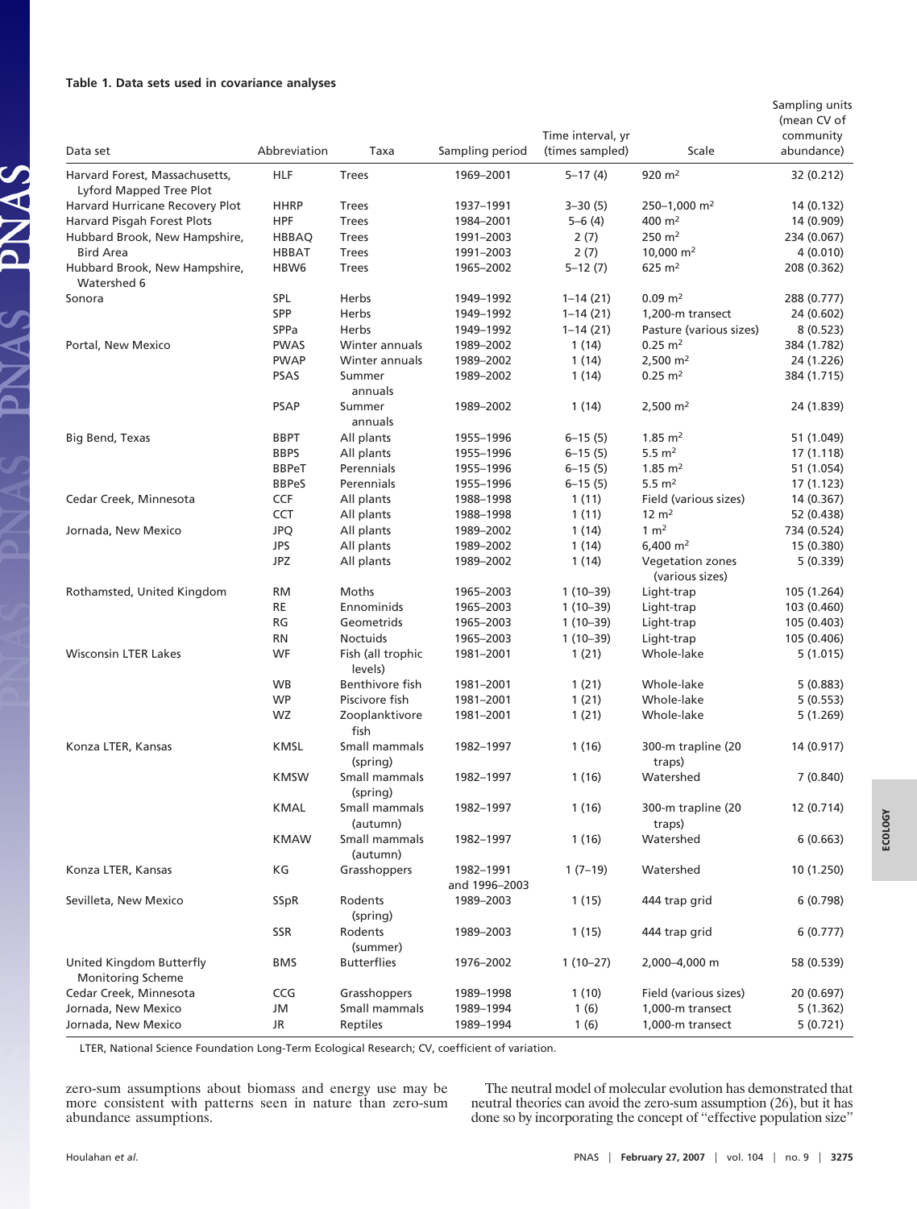**Table 1. Data sets used in covariance analyses**

| Data set | Abbreviation | Taxa | Sampling period | Time interval, yr (times sampled) | Scale | Sampling units (mean CV of community abundance) |
|---|---|---|---|---|---|---|
| Harvard Forest, Massachusetts, Lyford Mapped Tree Plot | HLF | Trees | 1969–2001 | 5–17 (4) | 920 m$^2$ | 32 (0.212) |
| Harvard Hurricane Recovery Plot | HHRP | Trees | 1937–1991 | 3–30 (5) | 250–1,000 m$^2$ | 14 (0.132) |
| Harvard Pisgah Forest Plots | HPF | Trees | 1984–2001 | 5–6 (4) | 400 m$^2$ | 14 (0.909) |
| Hubbard Brook, New Hampshire, Bird Area | HBBAQ | Trees | 1991–2003 | 2 (7) | 250 m$^2$ | 234 (0.067) |
| | HBBAT | Trees | 1991–2003 | 2 (7) | 10,000 m$^2$ | 4 (0.010) |
| Hubbard Brook, New Hampshire, Watershed 6 | HBW6 | Trees | 1965–2002 | 5–12 (7) | 625 m$^2$ | 208 (0.362) |
| Sonora | SPL | Herbs | 1949–1992 | 1–14 (21) | 0.09 m$^2$ | 288 (0.777) |
| | SPP | Herbs | 1949–1992 | 1–14 (21) | 1,200-m transect | 24 (0.602) |
| | SPPa | Herbs | 1949–1992 | 1–14 (21) | Pasture (various sizes) | 8 (0.523) |
| Portal, New Mexico | PWAS | Winter annuals | 1989–2002 | 1 (14) | 0.25 m$^2$ | 384 (1.782) |
| | PWAP | Winter annuals | 1989–2002 | 1 (14) | 2,500 m$^2$ | 24 (1.226) |
| | PSAS | Summer annuals | 1989–2002 | 1 (14) | 0.25 m$^2$ | 384 (1.715) |
| | PSAP | Summer annuals | 1989–2002 | 1 (14) | 2,500 m$^2$ | 24 (1.839) |
| Big Bend, Texas | BBPT | All plants | 1955–1996 | 6–15 (5) | 1.85 m$^2$ | 51 (1.049) |
| | BBPS | All plants | 1955–1996 | 6–15 (5) | 5.5 m$^2$ | 17 (1.118) |
| | BBPeT | Perennials | 1955–1996 | 6–15 (5) | 1.85 m$^2$ | 51 (1.054) |
| | BBPeS | Perennials | 1955–1996 | 6–15 (5) | 5.5 m$^2$ | 17 (1.123) |
| Cedar Creek, Minnesota | CCF | All plants | 1988–1998 | 1 (11) | Field (various sizes) | 14 (0.367) |
| | CCT | All plants | 1988–1998 | 1 (11) | 12 m$^2$ | 52 (0.438) |
| Jornada, New Mexico | JPQ | All plants | 1989–2002 | 1 (14) | 1 m$^2$ | 734 (0.524) |
| | JPS | All plants | 1989–2002 | 1 (14) | 6,400 m$^2$ | 15 (0.380) |
| | JPZ | All plants | 1989–2002 | 1 (14) | Vegetation zones (various sizes) | 5 (0.339) |
| Rothamsted, United Kingdom | RM | Moths | 1965–2003 | 1 (10–39) | Light-trap | 105 (1.264) |
| | RE | Ennominids | 1965–2003 | 1 (10–39) | Light-trap | 103 (0.460) |
| | RG | Geometrids | 1965–2003 | 1 (10–39) | Light-trap | 105 (0.403) |
| | RN | Noctuids | 1965–2003 | 1 (10–39) | Light-trap | 105 (0.406) |
| Wisconsin LTER Lakes | WF | Fish (all trophic levels) | 1981–2001 | 1 (21) | Whole-lake | 5 (1.015) |
| | WB | Benthivore fish | 1981–2001 | 1 (21) | Whole-lake | 5 (0.883) |
| | WP | Piscivore fish | 1981–2001 | 1 (21) | Whole-lake | 5 (0.553) |
| | WZ | Zooplanktivore fish | 1981–2001 | 1 (21) | Whole-lake | 5 (1.269) |
| Konza LTER, Kansas | KMSL | Small mammals (spring) | 1982–1997 | 1 (16) | 300-m trapline (20 traps) | 14 (0.917) |
| | KMSW | Small mammals (spring) | 1982–1997 | 1 (16) | Watershed | 7 (0.840) |
| | KMAL | Small mammals (autumn) | 1982–1997 | 1 (16) | 300-m trapline (20 traps) | 12 (0.714) |
| | KMAW | Small mammals (autumn) | 1982–1997 | 1 (16) | Watershed | 6 (0.663) |
| Konza LTER, Kansas | KG | Grasshoppers | 1982–1991 and 1996–2003 | 1 (7–19) | Watershed | 10 (1.250) |
| Sevilleta, New Mexico | SSpR | Rodents (spring) | 1989–2003 | 1 (15) | 444 trap grid | 6 (0.798) |
| | SSR | Rodents (summer) | 1989–2003 | 1 (15) | 444 trap grid | 6 (0.777) |
| United Kingdom Butterfly Monitoring Scheme | BMS | Butterflies | 1976–2002 | 1 (10–27) | 2,000–4,000 m | 58 (0.539) |
| Cedar Creek, Minnesota | CCG | Grasshoppers | 1989–1998 | 1 (10) | Field (various sizes) | 20 (0.697) |
| Jornada, New Mexico | JM | Small mammals | 1989–1994 | 1 (6) | 1,000-m transect | 5 (1.362) |
| Jornada, New Mexico | JR | Reptiles | 1989–1994 | 1 (6) | 1,000-m transect | 5 (0.721) |

LTER, National Science Foundation Long-Term Ecological Research; CV, coefficient of variation.

zero-sum assumptions about biomass and energy use may be more consistent with patterns seen in nature than zero-sum abundance assumptions.

The neutral model of molecular evolution has demonstrated that neutral theories can avoid the zero-sum assumption (26), but it has done so by incorporating the concept of "effective population size"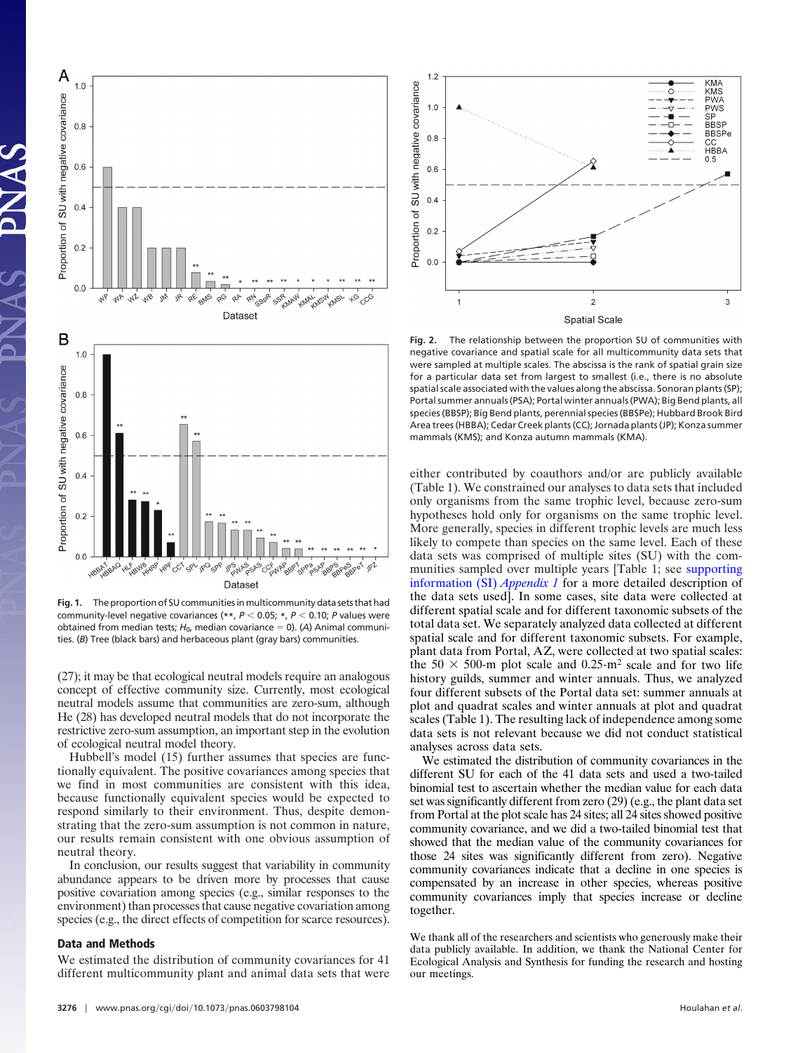A

1.0
0.8
0.6
0.4
0.2
0.0

Proportion of SU with negative covariance

** ** ** * ** ** ** * * * * ** ** **

WP WA WZ WB JM JR RE BMS RG RA RN SSpR SSR KMAW KMAL KMSW KMSL KG CCG

Dataset

B

1.0
0.8
0.6
0.4
0.2
0.0

Proportion of SU with negative covariance

** ** ** * ** ** ** ** ** ** ** ** ** ** ** ** ** ** ** ** *

HBBAT HBBAQ HLF HBW6 HHRP HPF CCT SPL JPQ SPP JPS PWAS PSAS CCF PWAP BBPT SPPa PSAP BBPS BBPeS BBPeT JPZ

Dataset

**Fig. 1.** The proportion of SU communities in multicommunity data sets that had community-level negative covariances (**, $P < 0.05$; *, $P < 0.10$; $P$ values were obtained from median tests; $H_0$, median covariance = 0). (*A*) Animal communities. (*B*) Tree (black bars) and herbaceous plant (gray bars) communities.

1.2
1.0
0.8
0.6
0.4
0.2
0.0

Proportion of SU with negative covariance

KMA
KMS
PWA
PWS
SP
BBSP
BBSPe
CC
HBBA
0.5

1
2
3

Spatial Scale

**Fig. 2.** The relationship between the proportion SU of communities with negative covariance and spatial scale for all multicommunity data sets that were sampled at multiple scales. The abscissa is the rank of spatial grain size for a particular data set from largest to smallest (i.e., there is no absolute spatial scale associated with the values along the abscissa. Sonoran plants (SP); Portal summer annuals (PSA); Portal winter annuals (PWA); Big Bend plants, all species (BBSP); Big Bend plants, perennial species (BBSPe); Hubbard Brook Bird Area trees (HBBA); Cedar Creek plants (CC); Jornada plants (JP); Konza summer mammals (KMS); and Konza autumn mammals (KMA).

(27); it may be that ecological neutral models require an analogous concept of effective community size. Currently, most ecological neutral models assume that communities are zero-sum, although He (28) has developed neutral models that do not incorporate the restrictive zero-sum assumption, an important step in the evolution of ecological neutral model theory.

Hubbell's model (15) further assumes that species are functionally equivalent. The positive covariances among species that we find in most communities are consistent with this idea, because functionally equivalent species would be expected to respond similarly to their environment. Thus, despite demonstrating that the zero-sum assumption is not common in nature, our results remain consistent with one obvious assumption of neutral theory.

In conclusion, our results suggest that variability in community abundance appears to be driven more by processes that cause positive covariation among species (e.g., similar responses to the environment) than processes that cause negative covariation among species (e.g., the direct effects of competition for scarce resources).

## Data and Methods

We estimated the distribution of community covariances for 41 different multicommunity plant and animal data sets that were either contributed by coauthors and/or are publicly available (Table 1). We constrained our analyses to data sets that included only organisms from the same trophic level, because zero-sum hypotheses hold only for organisms on the same trophic level. More generally, species in different trophic levels are much less likely to compete than species on the same level. Each of these data sets was comprised of multiple sites (SU) with the communities sampled over multiple years [Table 1; see supporting information (SI) *Appendix 1* for a more detailed description of the data sets used]. In some cases, site data were collected at different spatial scale and for different taxonomic subsets of the total data set. We separately analyzed data collected at different spatial scale and for different taxonomic subsets. For example, plant data from Portal, AZ, were collected at two spatial scales: the 50 × 500-m plot scale and 0.25-m$^2$ scale and for two life history guilds, summer and winter annuals. Thus, we analyzed four different subsets of the Portal data set: summer annuals at plot and quadrat scales and winter annuals at plot and quadrat scales (Table 1). The resulting lack of independence among some data sets is not relevant because we did not conduct statistical analyses across data sets.

We estimated the distribution of community covariances in the different SU for each of the 41 data sets and used a two-tailed binomial test to ascertain whether the median value for each data set was significantly different from zero (29) (e.g., the plant data set from Portal at the plot scale has 24 sites; all 24 sites showed positive community covariance, and we did a two-tailed binomial test that showed that the median value of the community covariances for those 24 sites was significantly different from zero). Negative community covariances indicate that a decline in one species is compensated by an increase in other species, whereas positive community covariances imply that species increase or decline together.

We thank all of the researchers and scientists who generously make their data publicly available. In addition, we thank the National Center for Ecological Analysis and Synthesis for funding the research and hosting our meetings.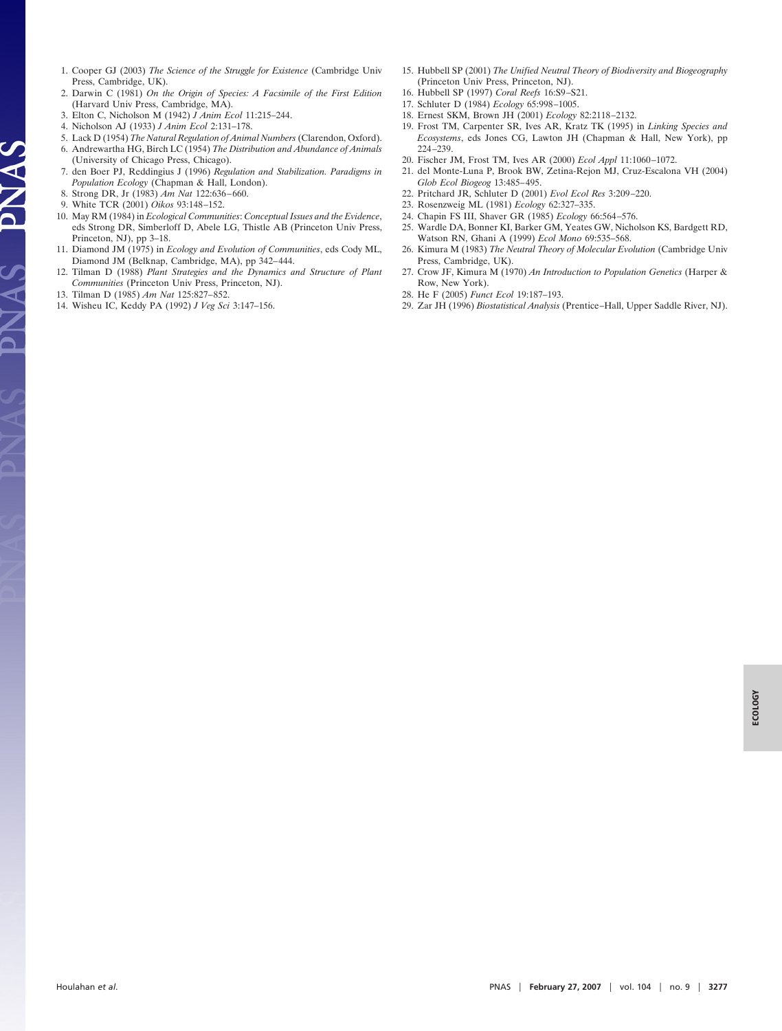1. Cooper GJ (2003) *The Science of the Struggle for Existence* (Cambridge Univ Press, Cambridge, UK).
2. Darwin C (1981) *On the Origin of Species: A Facsimile of the First Edition* (Harvard Univ Press, Cambridge, MA).
3. Elton C, Nicholson M (1942) *J Anim Ecol* 11:215–244.
4. Nicholson AJ (1933) *J Anim Ecol* 2:131–178.
5. Lack D (1954) *The Natural Regulation of Animal Numbers* (Clarendon, Oxford).
6. Andrewartha HG, Birch LC (1954) *The Distribution and Abundance of Animals* (University of Chicago Press, Chicago).
7. den Boer PJ, Reddingius J (1996) *Regulation and Stabilization. Paradigms in Population Ecology* (Chapman & Hall, London).
8. Strong DR, Jr (1983) *Am Nat* 122:636–660.
9. White TCR (2001) *Oikos* 93:148–152.
10. May RM (1984) in *Ecological Communities: Conceptual Issues and the Evidence*, eds Strong DR, Simberloff D, Abele LG, Thistle AB (Princeton Univ Press, Princeton, NJ), pp 3–18.
11. Diamond JM (1975) in *Ecology and Evolution of Communities*, eds Cody ML, Diamond JM (Belknap, Cambridge, MA), pp 342–444.
12. Tilman D (1988) *Plant Strategies and the Dynamics and Structure of Plant Communities* (Princeton Univ Press, Princeton, NJ).
13. Tilman D (1985) *Am Nat* 125:827–852.
14. Wisheu IC, Keddy PA (1992) *J Veg Sci* 3:147–156.
15. Hubbell SP (2001) *The Unified Neutral Theory of Biodiversity and Biogeography* (Princeton Univ Press, Princeton, NJ).
16. Hubbell SP (1997) *Coral Reefs* 16:S9–S21.
17. Schluter D (1984) *Ecology* 65:998–1005.
18. Ernest SKM, Brown JH (2001) *Ecology* 82:2118–2132.
19. Frost TM, Carpenter SR, Ives AR, Kratz TK (1995) in *Linking Species and Ecosystems*, eds Jones CG, Lawton JH (Chapman & Hall, New York), pp 224–239.
20. Fischer JM, Frost TM, Ives AR (2000) *Ecol Appl* 11:1060–1072.
21. del Monte-Luna P, Brook BW, Zetina-Rejon MJ, Cruz-Escalona VH (2004) *Glob Ecol Biogeog* 13:485–495.
22. Pritchard JR, Schluter D (2001) *Evol Ecol Res* 3:209–220.
23. Rosenzweig ML (1981) *Ecology* 62:327–335.
24. Chapin FS III, Shaver GR (1985) *Ecology* 66:564–576.
25. Wardle DA, Bonner KI, Barker GM, Yeates GW, Nicholson KS, Bardgett RD, Watson RN, Ghani A (1999) *Ecol Mono* 69:535–568.
26. Kimura M (1983) *The Neutral Theory of Molecular Evolution* (Cambridge Univ Press, Cambridge, UK).
27. Crow JF, Kimura M (1970) *An Introduction to Population Genetics* (Harper & Row, New York).
28. He F (2005) *Funct Ecol* 19:187–193.
29. Zar JH (1996) *Biostatistical Analysis* (Prentice–Hall, Upper Saddle River, NJ).